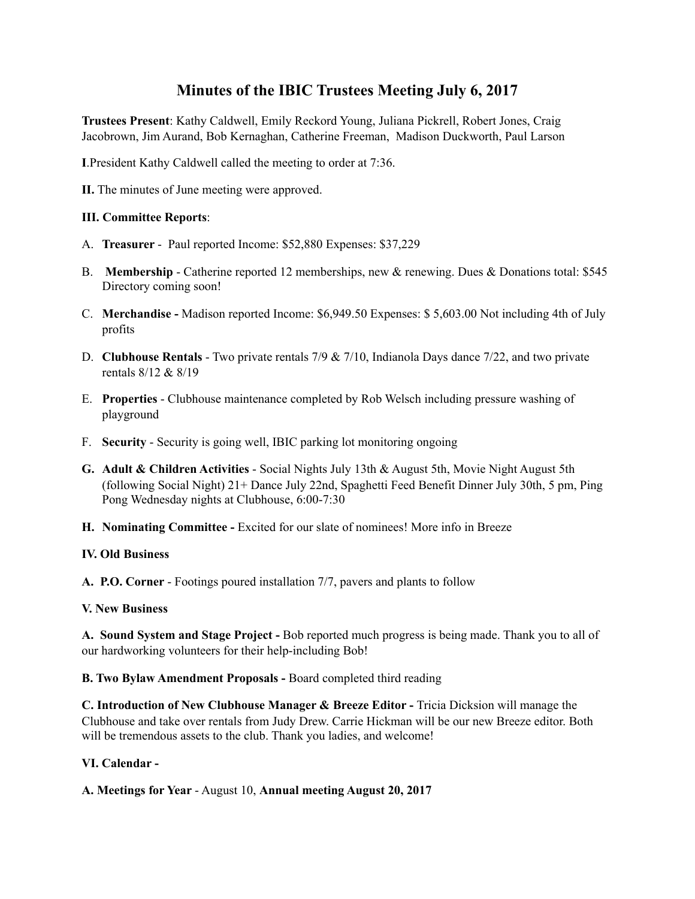# Minutes of the IBIC Trustees Meeting July 6, 2017

**Trustees Present**: Kathy Caldwell, Emily Reckord Young, Juliana Pickrell, Robert Jones, Craig Jacobrown, Jim Aurand, Bob Kernaghan, Catherine Freeman, Madison Duckworth, Paul Larson

**I**.President Kathy Caldwell called the meeting to order at 7:36.

**II.** The minutes of June meeting were approved.

**III. Committee Reports**:

A. **Treasurer** - Paul reported Income: $52,880 Expenses: $37,229

B. **Membership** - Catherine reported 12 memberships, new & renewing. Dues & Donations total: $545 Directory coming soon!

C. **Merchandise -** Madison reported Income: $6,949.50 Expenses: $ 5,603.00 Not including 4th of July profits

D. **Clubhouse Rentals** - Two private rentals 7/9 & 7/10, Indianola Days dance 7/22, and two private rentals 8/12 & 8/19

E. **Properties** - Clubhouse maintenance completed by Rob Welsch including pressure washing of playground

F. **Security** - Security is going well, IBIC parking lot monitoring ongoing

**G. Adult & Children Activities** - Social Nights July 13th & August 5th, Movie Night August 5th (following Social Night) 21+ Dance July 22nd, Spaghetti Feed Benefit Dinner July 30th, 5 pm, Ping Pong Wednesday nights at Clubhouse, 6:00-7:30

**H. Nominating Committee -** Excited for our slate of nominees! More info in Breeze

**IV. Old Business**

**A. P.O. Corner** - Footings poured installation 7/7, pavers and plants to follow

**V. New Business**

**A. Sound System and Stage Project -** Bob reported much progress is being made. Thank you to all of our hardworking volunteers for their help-including Bob!

**B. Two Bylaw Amendment Proposals -** Board completed third reading

**C. Introduction of New Clubhouse Manager & Breeze Editor -** Tricia Dicksion will manage the Clubhouse and take over rentals from Judy Drew. Carrie Hickman will be our new Breeze editor. Both will be tremendous assets to the club. Thank you ladies, and welcome!

**VI. Calendar -**

**A. Meetings for Year** - August 10, **Annual meeting August 20, 2017**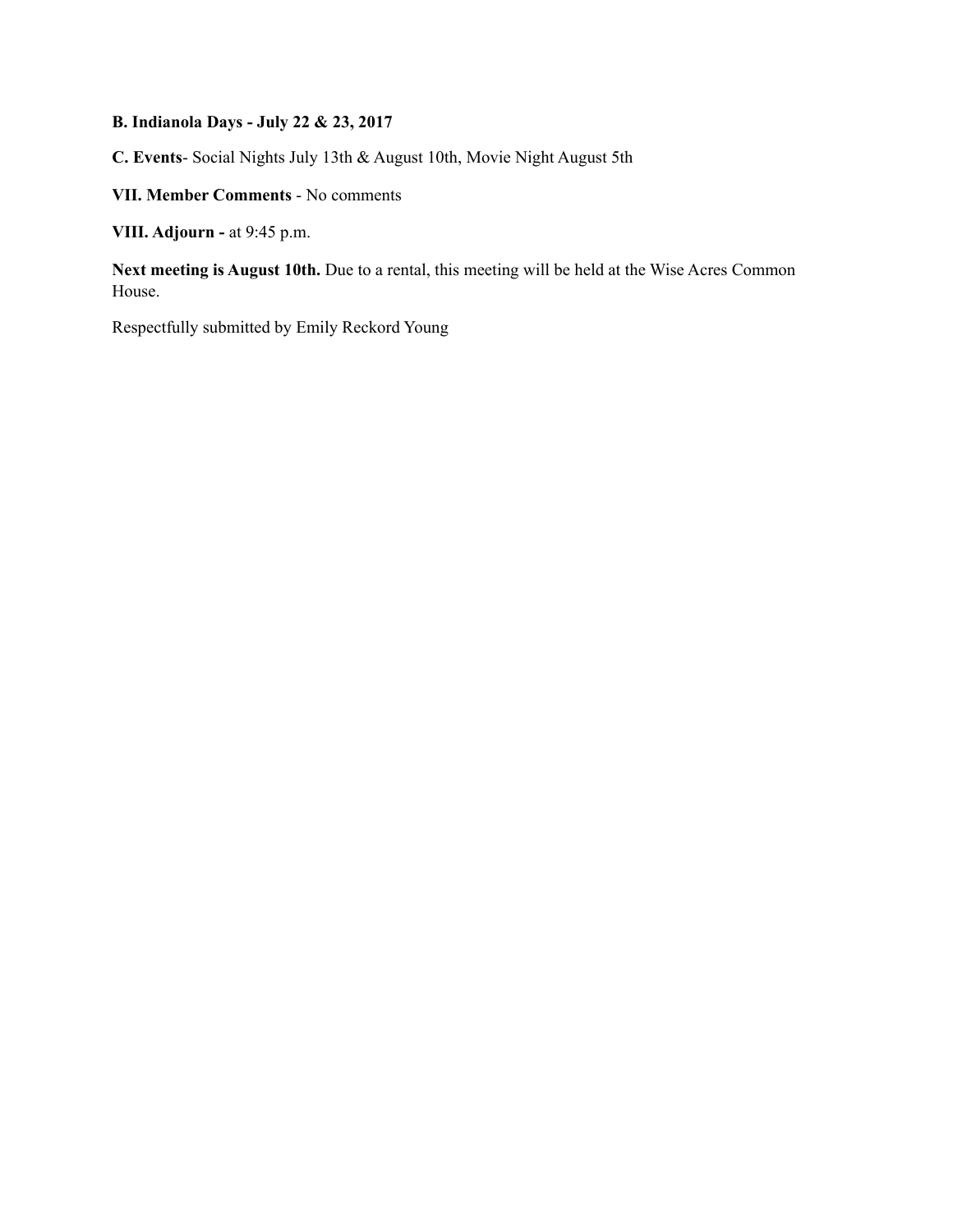**B. Indianola Days - July 22 & 23, 2017**

**C. Events**- Social Nights July 13th & August 10th, Movie Night August 5th

**VII. Member Comments** - No comments

**VIII. Adjourn -** at 9:45 p.m.

**Next meeting is August 10th.** Due to a rental, this meeting will be held at the Wise Acres Common House.

Respectfully submitted by Emily Reckord Young